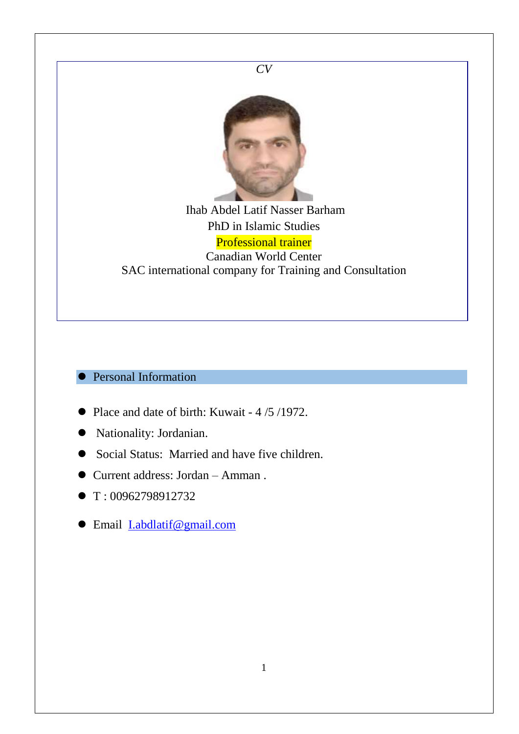*CV*

Ihab Abdel Latif Nasser Barham

PhD in Islamic Studies

Professional trainer

Canadian World Center

SAC international company for Training and Consultation

## Personal Information

- Place and date of birth: Kuwait - 4 /5 /1972.
- Nationality: Jordanian.
- Social Status: Married and have five children.
- Current address: Jordan – Amman .
- T : 00962798912732
- Email [I.abdlatif@gmail.com](mailto:I.abdlatif@gmail.com)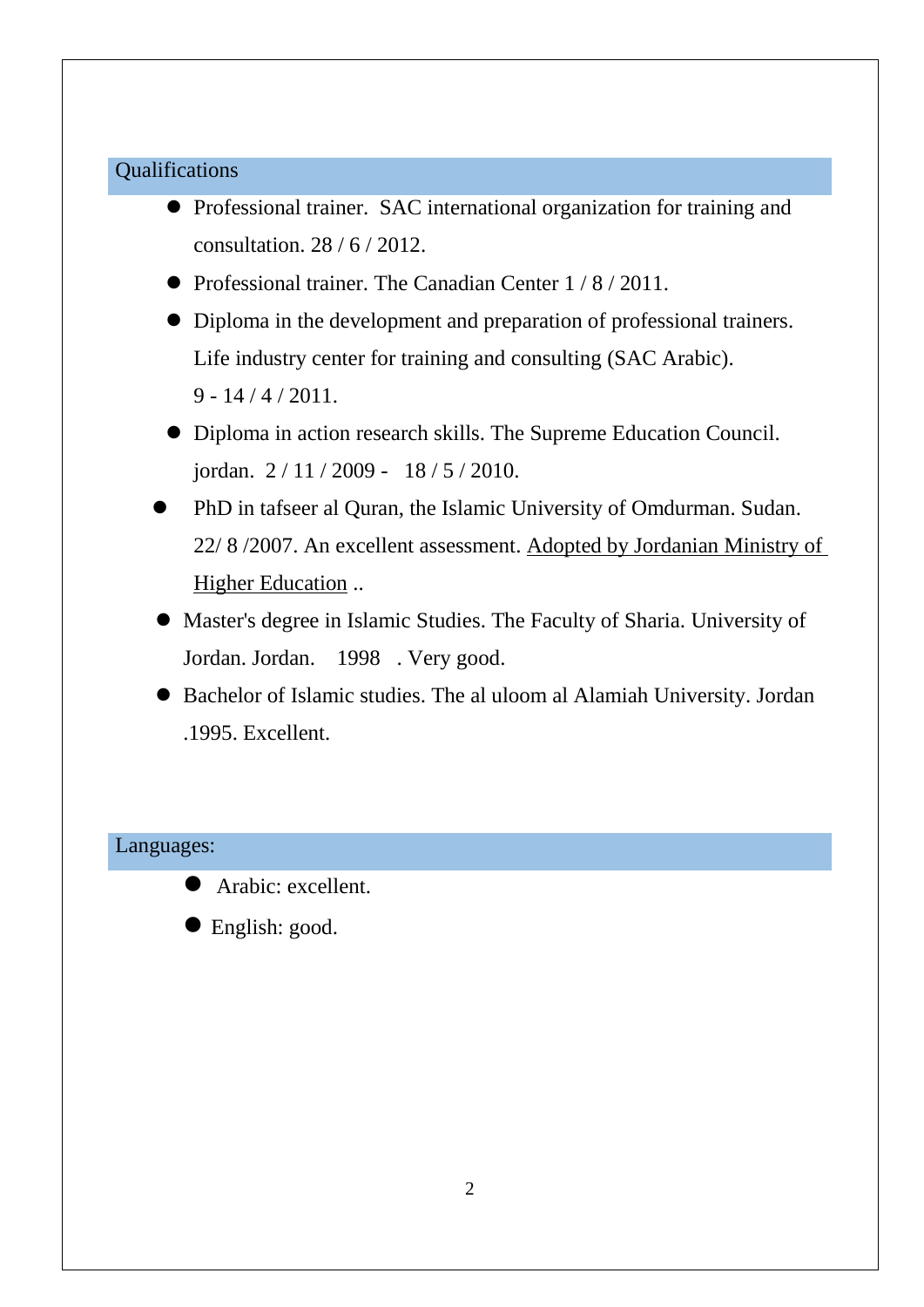## Qualifications

- Professional trainer.  SAC international organization for training and consultation. 28 / 6 / 2012.
- Professional trainer. The Canadian Center 1 / 8 / 2011.
- Diploma in the development and preparation of professional trainers. Life industry center for training and consulting (SAC Arabic). 9 - 14 / 4 / 2011.
- Diploma in action research skills. The Supreme Education Council. jordan.  2 / 11 / 2009 -   18 / 5 / 2010.
- PhD in tafseer al Quran, the Islamic University of Omdurman. Sudan. 22/ 8 /2007. An excellent assessment. <u>Adopted by Jordanian Ministry of Higher Education</u> ..
- Master's degree in Islamic Studies. The Faculty of Sharia. University of Jordan. Jordan.    1998   . Very good.
- Bachelor of Islamic studies. The al uloom al Alamiah University. Jordan .1995. Excellent.

## Languages:

- Arabic: excellent.
- English: good.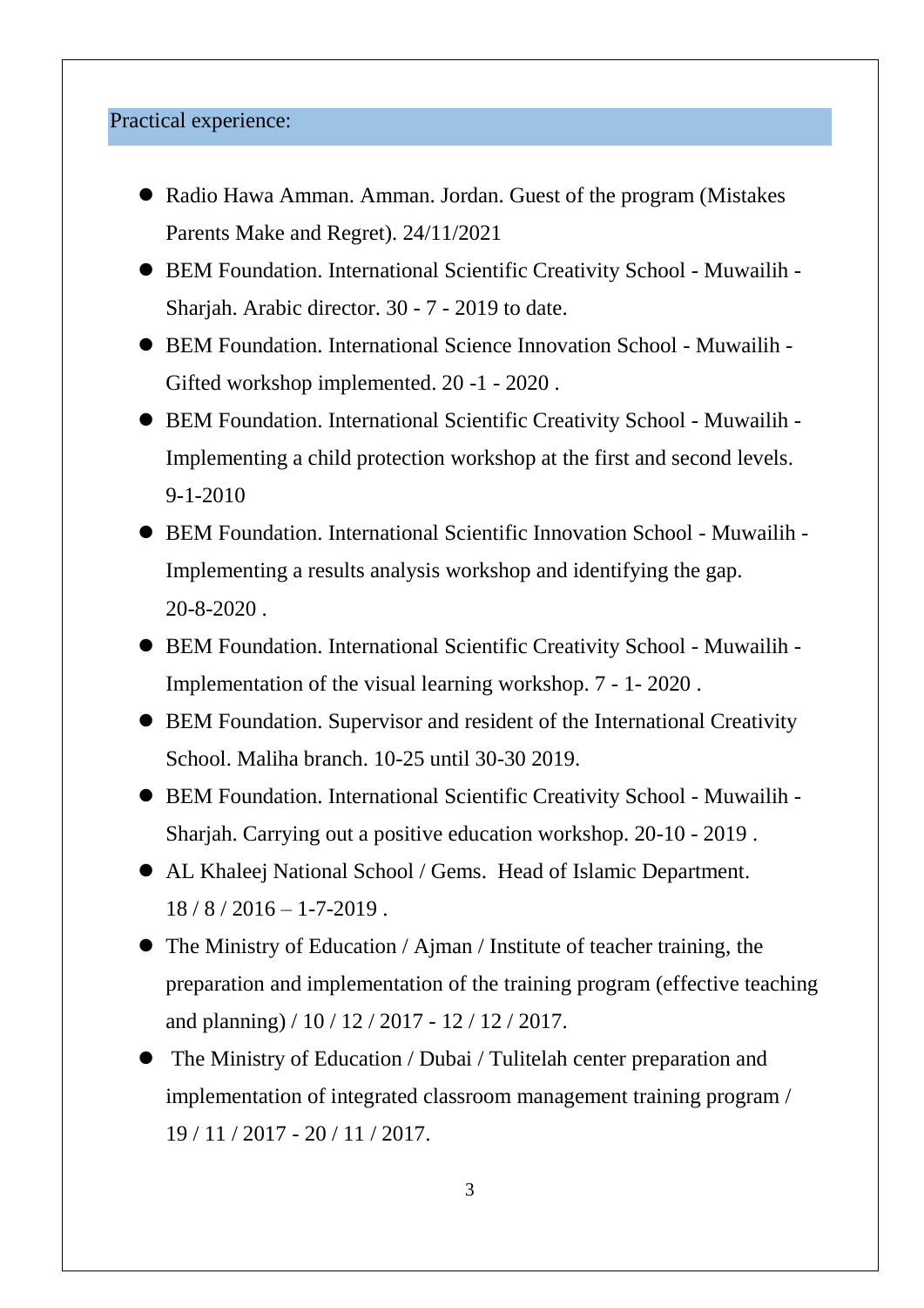## Practical experience:

- Radio Hawa Amman. Amman. Jordan. Guest of the program (Mistakes Parents Make and Regret). 24/11/2021
- BEM Foundation. International Scientific Creativity School - Muwailih - Sharjah. Arabic director. 30 - 7 - 2019 to date.
- BEM Foundation. International Science Innovation School - Muwailih - Gifted workshop implemented. 20 -1 - 2020 .
- BEM Foundation. International Scientific Creativity School - Muwailih - Implementing a child protection workshop at the first and second levels. 9-1-2010
- BEM Foundation. International Scientific Innovation School - Muwailih - Implementing a results analysis workshop and identifying the gap. 20-8-2020 .
- BEM Foundation. International Scientific Creativity School - Muwailih - Implementation of the visual learning workshop. 7 - 1- 2020 .
- BEM Foundation. Supervisor and resident of the International Creativity School. Maliha branch. 10-25 until 30-30 2019.
- BEM Foundation. International Scientific Creativity School - Muwailih - Sharjah. Carrying out a positive education workshop. 20-10 - 2019 .
- AL Khaleej National School / Gems. Head of Islamic Department. 18 / 8 / 2016 – 1-7-2019 .
- The Ministry of Education / Ajman / Institute of teacher training, the preparation and implementation of the training program (effective teaching and planning) / 10 / 12 / 2017 - 12 / 12 / 2017.
- The Ministry of Education / Dubai / Tulitelah center preparation and implementation of integrated classroom management training program / 19 / 11 / 2017 - 20 / 11 / 2017.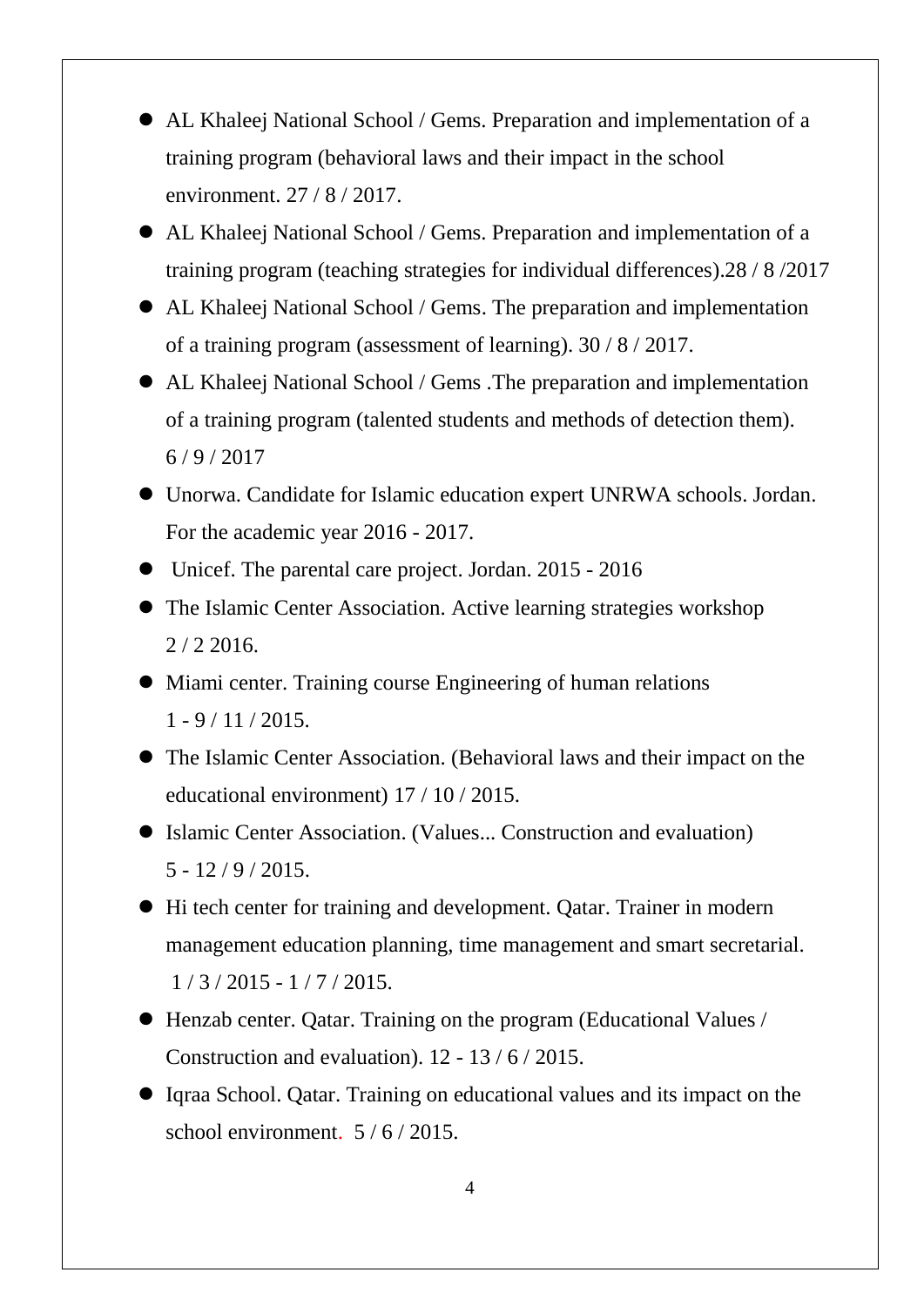- AL Khaleej National School / Gems. Preparation and implementation of a training program (behavioral laws and their impact in the school environment. 27 / 8 / 2017.
- AL Khaleej National School / Gems. Preparation and implementation of a training program (teaching strategies for individual differences).28 / 8 /2017
- AL Khaleej National School / Gems. The preparation and implementation of a training program (assessment of learning). 30 / 8 / 2017.
- AL Khaleej National School / Gems .The preparation and implementation of a training program (talented students and methods of detection them). 6 / 9 / 2017
- Unorwa. Candidate for Islamic education expert UNRWA schools. Jordan. For the academic year 2016 - 2017.
- Unicef. The parental care project. Jordan. 2015 - 2016
- The Islamic Center Association. Active learning strategies workshop 2 / 2 2016.
- Miami center. Training course Engineering of human relations 1 - 9 / 11 / 2015.
- The Islamic Center Association. (Behavioral laws and their impact on the educational environment) 17 / 10 / 2015.
- Islamic Center Association. (Values... Construction and evaluation) 5 - 12 / 9 / 2015.
- Hi tech center for training and development. Qatar. Trainer in modern management education planning, time management and smart secretarial. 1 / 3 / 2015 - 1 / 7 / 2015.
- Henzab center. Qatar. Training on the program (Educational Values / Construction and evaluation). 12 - 13 / 6 / 2015.
- Iqraa School. Qatar. Training on educational values and its impact on the school environment. 5 / 6 / 2015.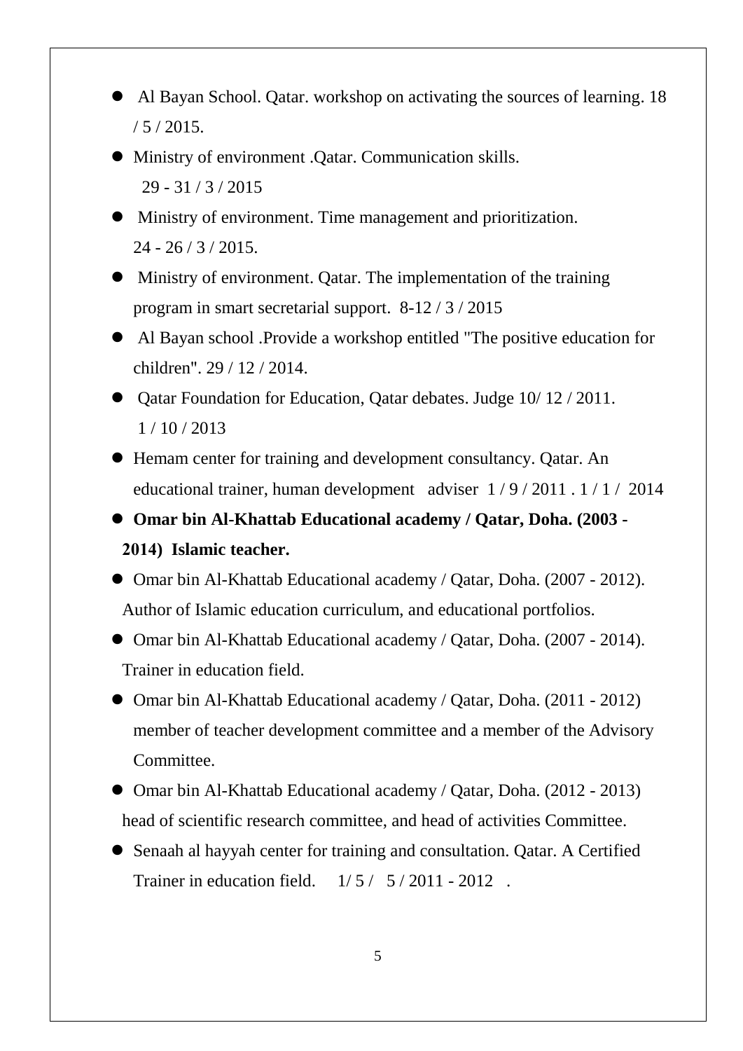- Al Bayan School. Qatar. workshop on activating the sources of learning. 18 / 5 / 2015.
- Ministry of environment .Qatar. Communication skills.
  29 - 31 / 3 / 2015
- Ministry of environment. Time management and prioritization.
  24 - 26 / 3 / 2015.
- Ministry of environment. Qatar. The implementation of the training program in smart secretarial support. 8-12 / 3 / 2015
- Al Bayan school .Provide a workshop entitled "The positive education for children". 29 / 12 / 2014.
- Qatar Foundation for Education, Qatar debates. Judge 10/ 12 / 2011.
  1 / 10 / 2013
- Hemam center for training and development consultancy. Qatar. An educational trainer, human development adviser 1 / 9 / 2011 . 1 / 1 / 2014
- **Omar bin Al-Khattab Educational academy / Qatar, Doha. (2003 - 2014) Islamic teacher.**
- Omar bin Al-Khattab Educational academy / Qatar, Doha. (2007 - 2012). Author of Islamic education curriculum, and educational portfolios.
- Omar bin Al-Khattab Educational academy / Qatar, Doha. (2007 - 2014). Trainer in education field.
- Omar bin Al-Khattab Educational academy / Qatar, Doha. (2011 - 2012) member of teacher development committee and a member of the Advisory Committee.
- Omar bin Al-Khattab Educational academy / Qatar, Doha. (2012 - 2013) head of scientific research committee, and head of activities Committee.
- Senaah al hayyah center for training and consultation. Qatar. A Certified Trainer in education field. 1/ 5 / 5 / 2011 - 2012 .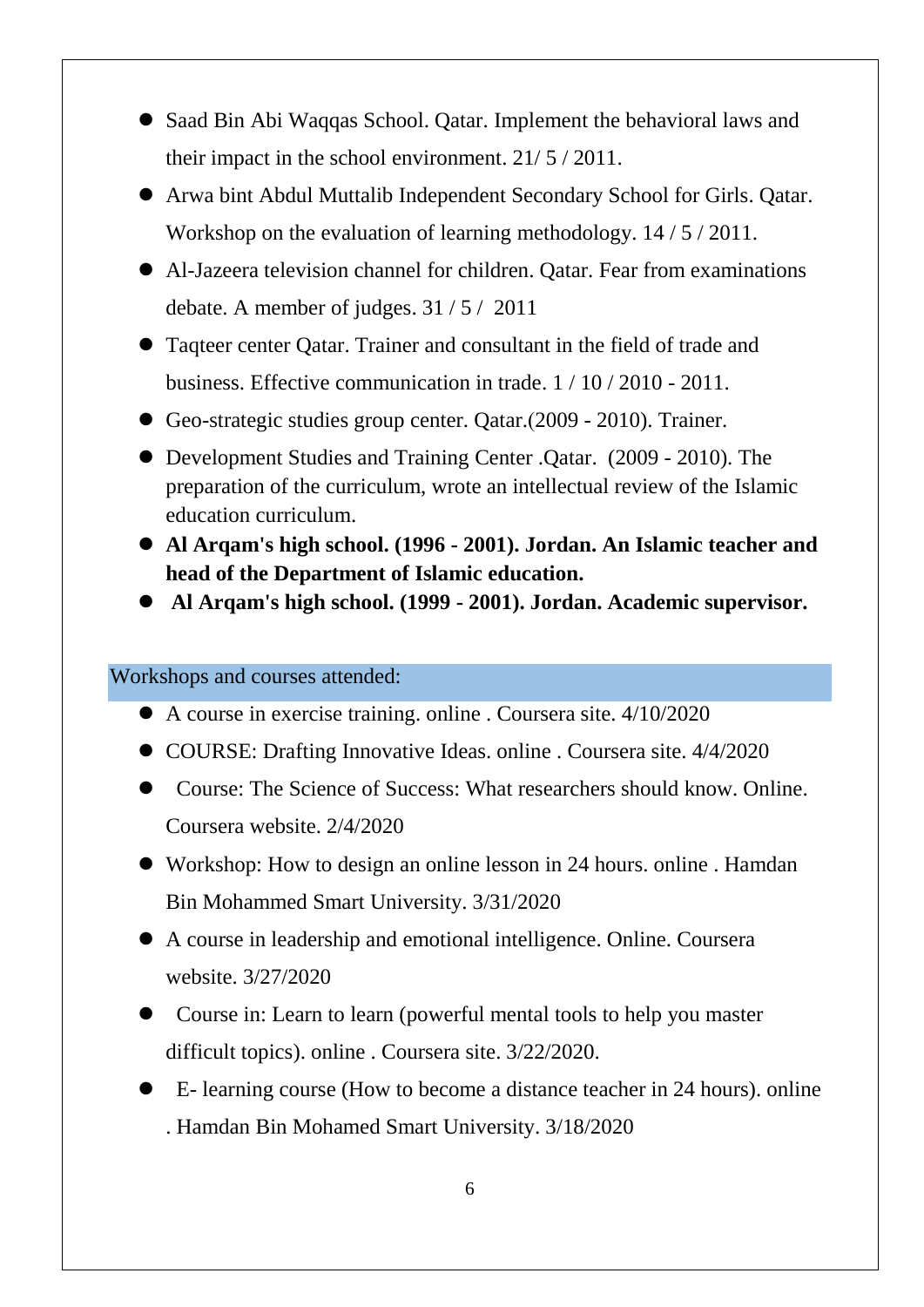- Saad Bin Abi Waqqas School. Qatar. Implement the behavioral laws and their impact in the school environment. 21/ 5 / 2011.
- Arwa bint Abdul Muttalib Independent Secondary School for Girls. Qatar. Workshop on the evaluation of learning methodology. 14 / 5 / 2011.
- Al-Jazeera television channel for children. Qatar. Fear from examinations debate. A member of judges. 31 / 5 / 2011
- Taqteer center Qatar. Trainer and consultant in the field of trade and business. Effective communication in trade. 1 / 10 / 2010 - 2011.
- Geo-strategic studies group center. Qatar.(2009 - 2010). Trainer.
- Development Studies and Training Center .Qatar. (2009 - 2010). The preparation of the curriculum, wrote an intellectual review of the Islamic education curriculum.
- **Al Arqam's high school. (1996 - 2001). Jordan. An Islamic teacher and head of the Department of Islamic education.**
- **Al Arqam's high school. (1999 - 2001). Jordan. Academic supervisor.**

## Workshops and courses attended:

- A course in exercise training. online . Coursera site. 4/10/2020
- COURSE: Drafting Innovative Ideas. online . Coursera site. 4/4/2020
- Course: The Science of Success: What researchers should know. Online. Coursera website. 2/4/2020
- Workshop: How to design an online lesson in 24 hours. online . Hamdan Bin Mohammed Smart University. 3/31/2020
- A course in leadership and emotional intelligence. Online. Coursera website. 3/27/2020
- Course in: Learn to learn (powerful mental tools to help you master difficult topics). online . Coursera site. 3/22/2020.
- E- learning course (How to become a distance teacher in 24 hours). online . Hamdan Bin Mohamed Smart University. 3/18/2020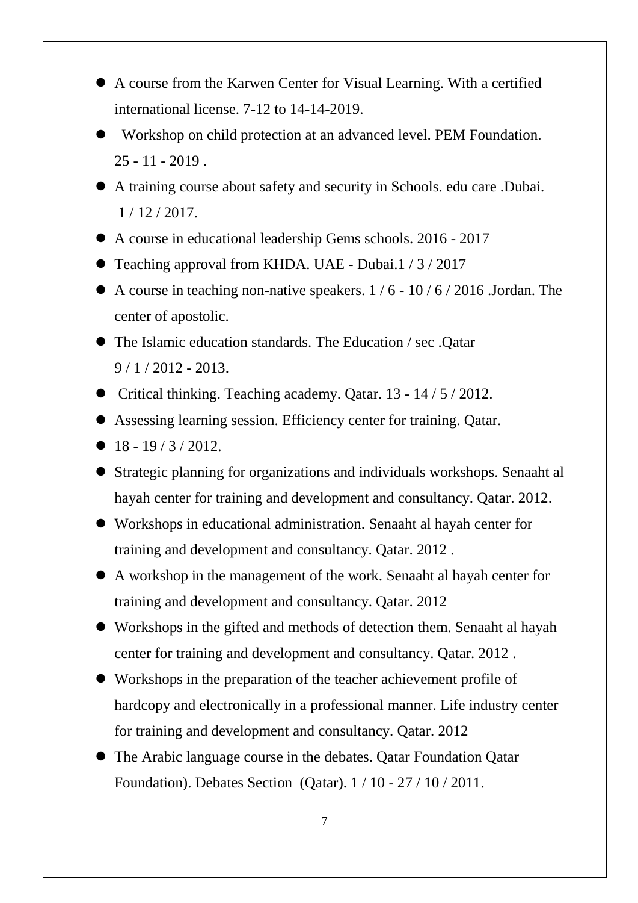- A course from the Karwen Center for Visual Learning. With a certified international license. 7-12 to 14-14-2019.
- Workshop on child protection at an advanced level. PEM Foundation. 25 - 11 - 2019 .
- A training course about safety and security in Schools. edu care .Dubai. 1 / 12 / 2017.
- A course in educational leadership Gems schools. 2016 - 2017
- Teaching approval from KHDA. UAE - Dubai.1 / 3 / 2017
- A course in teaching non-native speakers. 1 / 6 - 10 / 6 / 2016 .Jordan. The center of apostolic.
- The Islamic education standards. The Education / sec .Qatar 9 / 1 / 2012 - 2013.
- Critical thinking. Teaching academy. Qatar. 13 - 14 / 5 / 2012.
- Assessing learning session. Efficiency center for training. Qatar.
- 18 - 19 / 3 / 2012.
- Strategic planning for organizations and individuals workshops. Senaaht al hayah center for training and development and consultancy. Qatar. 2012.
- Workshops in educational administration. Senaaht al hayah center for training and development and consultancy. Qatar. 2012 .
- A workshop in the management of the work. Senaaht al hayah center for training and development and consultancy. Qatar. 2012
- Workshops in the gifted and methods of detection them. Senaaht al hayah center for training and development and consultancy. Qatar. 2012 .
- Workshops in the preparation of the teacher achievement profile of hardcopy and electronically in a professional manner. Life industry center for training and development and consultancy. Qatar. 2012
- The Arabic language course in the debates. Qatar Foundation Qatar Foundation). Debates Section (Qatar). 1 / 10 - 27 / 10 / 2011.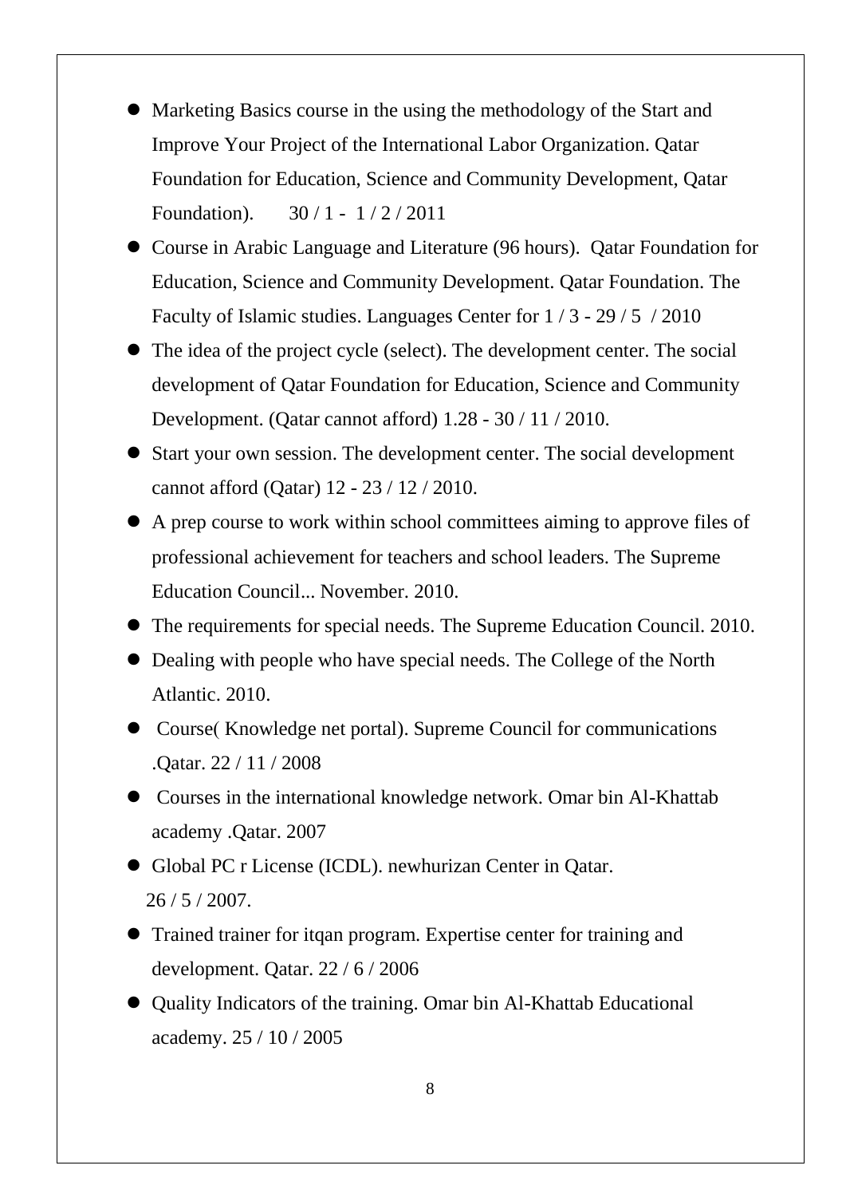- Marketing Basics course in the using the methodology of the Start and Improve Your Project of the International Labor Organization. Qatar Foundation for Education, Science and Community Development, Qatar Foundation). 30 / 1 - 1 / 2 / 2011
- Course in Arabic Language and Literature (96 hours). Qatar Foundation for Education, Science and Community Development. Qatar Foundation. The Faculty of Islamic studies. Languages Center for 1 / 3 - 29 / 5 / 2010
- The idea of the project cycle (select). The development center. The social development of Qatar Foundation for Education, Science and Community Development. (Qatar cannot afford) 1.28 - 30 / 11 / 2010.
- Start your own session. The development center. The social development cannot afford (Qatar) 12 - 23 / 12 / 2010.
- A prep course to work within school committees aiming to approve files of professional achievement for teachers and school leaders. The Supreme Education Council... November. 2010.
- The requirements for special needs. The Supreme Education Council. 2010.
- Dealing with people who have special needs. The College of the North Atlantic. 2010.
- Course( Knowledge net portal). Supreme Council for communications .Qatar. 22 / 11 / 2008
- Courses in the international knowledge network. Omar bin Al-Khattab academy .Qatar. 2007
- Global PC r License (ICDL). newhurizan Center in Qatar. 26 / 5 / 2007.
- Trained trainer for itqan program. Expertise center for training and development. Qatar. 22 / 6 / 2006
- Quality Indicators of the training. Omar bin Al-Khattab Educational academy. 25 / 10 / 2005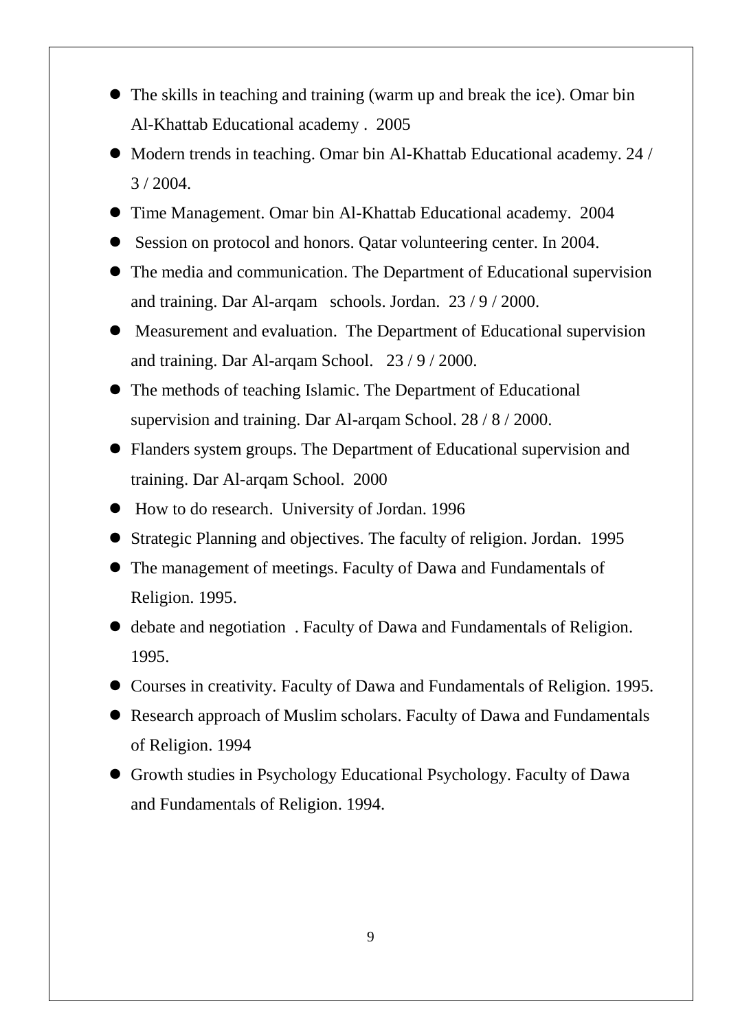- The skills in teaching and training (warm up and break the ice). Omar bin Al-Khattab Educational academy . 2005
- Modern trends in teaching. Omar bin Al-Khattab Educational academy. 24 / 3 / 2004.
- Time Management. Omar bin Al-Khattab Educational academy. 2004
- Session on protocol and honors. Qatar volunteering center. In 2004.
- The media and communication. The Department of Educational supervision and training. Dar Al-arqam schools. Jordan. 23 / 9 / 2000.
- Measurement and evaluation. The Department of Educational supervision and training. Dar Al-arqam School. 23 / 9 / 2000.
- The methods of teaching Islamic. The Department of Educational supervision and training. Dar Al-arqam School. 28 / 8 / 2000.
- Flanders system groups. The Department of Educational supervision and training. Dar Al-arqam School. 2000
- How to do research. University of Jordan. 1996
- Strategic Planning and objectives. The faculty of religion. Jordan. 1995
- The management of meetings. Faculty of Dawa and Fundamentals of Religion. 1995.
- debate and negotiation . Faculty of Dawa and Fundamentals of Religion. 1995.
- Courses in creativity. Faculty of Dawa and Fundamentals of Religion. 1995.
- Research approach of Muslim scholars. Faculty of Dawa and Fundamentals of Religion. 1994
- Growth studies in Psychology Educational Psychology. Faculty of Dawa and Fundamentals of Religion. 1994.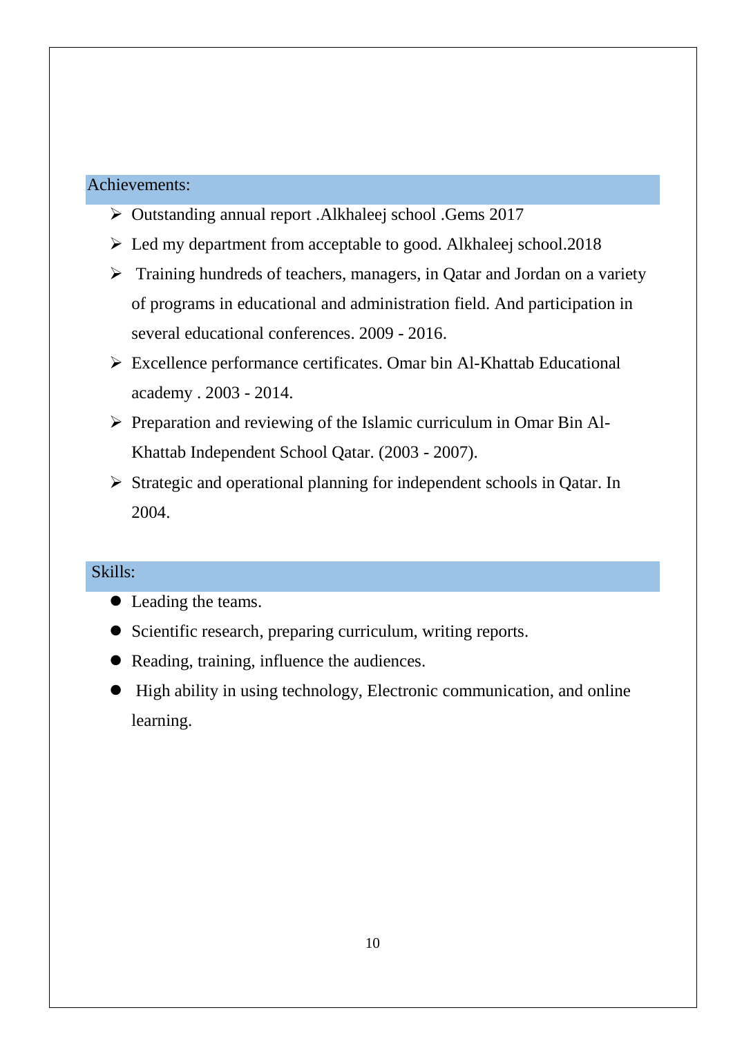## Achievements:

- Outstanding annual report .Alkhaleej school .Gems 2017
- Led my department from acceptable to good. Alkhaleej school.2018
- Training hundreds of teachers, managers, in Qatar and Jordan on a variety of programs in educational and administration field. And participation in several educational conferences. 2009 - 2016.
- Excellence performance certificates. Omar bin Al-Khattab Educational academy . 2003 - 2014.
- Preparation and reviewing of the Islamic curriculum in Omar Bin Al-Khattab Independent School Qatar. (2003 - 2007).
- Strategic and operational planning for independent schools in Qatar. In 2004.

## Skills:

- Leading the teams.
- Scientific research, preparing curriculum, writing reports.
- Reading, training, influence the audiences.
- High ability in using technology, Electronic communication, and online learning.